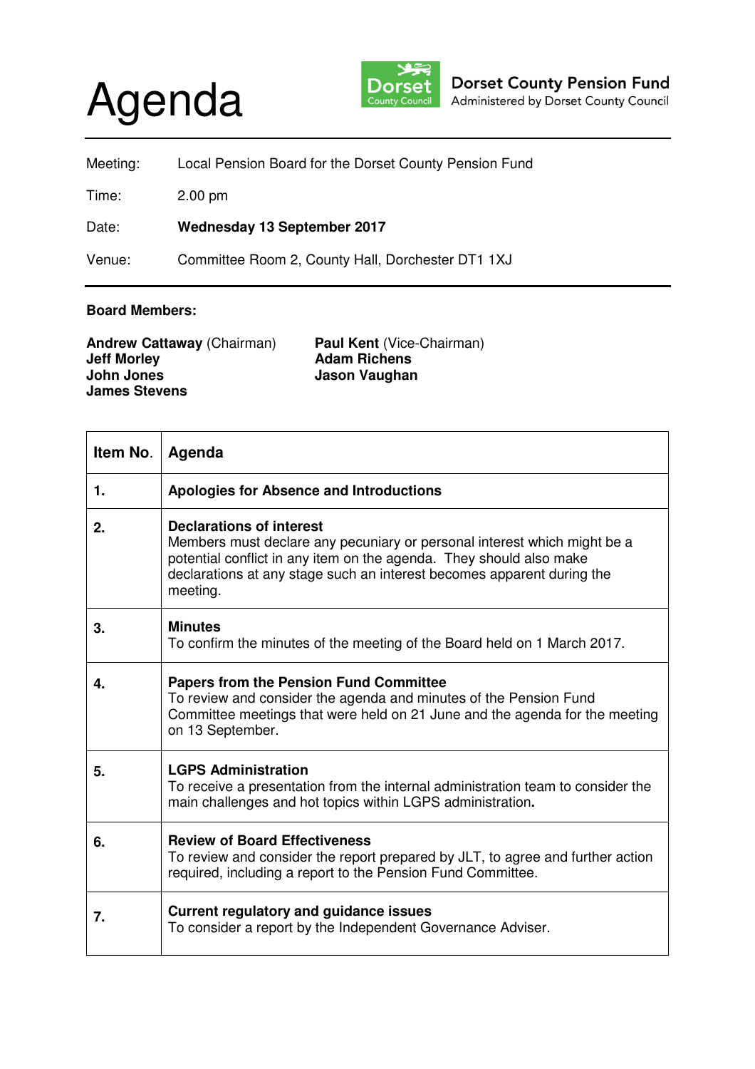# Agenda

**Dorset County Pension Fund**
Administered by Dorset County Council

| | |
|---|---|
| Meeting: | Local Pension Board for the Dorset County Pension Fund |
| Time: | 2.00 pm |
| Date: | **Wednesday 13 September 2017** |
| Venue: | Committee Room 2, County Hall, Dorchester DT1 1XJ |

**Board Members:**

**Andrew Cattaway** (Chairman)
**Jeff Morley**
**John Jones**
**James Stevens**

**Paul Kent** (Vice-Chairman)
**Adam Richens**
**Jason Vaughan**

| Item No. | Agenda |
|---|---|
| **1.** | **Apologies for Absence and Introductions** |
| **2.** | **Declarations of interest**<br>Members must declare any pecuniary or personal interest which might be a potential conflict in any item on the agenda. They should also make declarations at any stage such an interest becomes apparent during the meeting. |
| **3.** | **Minutes**<br>To confirm the minutes of the meeting of the Board held on 1 March 2017. |
| **4.** | **Papers from the Pension Fund Committee**<br>To review and consider the agenda and minutes of the Pension Fund Committee meetings that were held on 21 June and the agenda for the meeting on 13 September. |
| **5.** | **LGPS Administration**<br>To receive a presentation from the internal administration team to consider the main challenges and hot topics within LGPS administration**.** |
| **6.** | **Review of Board Effectiveness**<br>To review and consider the report prepared by JLT, to agree and further action required, including a report to the Pension Fund Committee. |
| **7.** | **Current regulatory and guidance issues**<br>To consider a report by the Independent Governance Adviser. |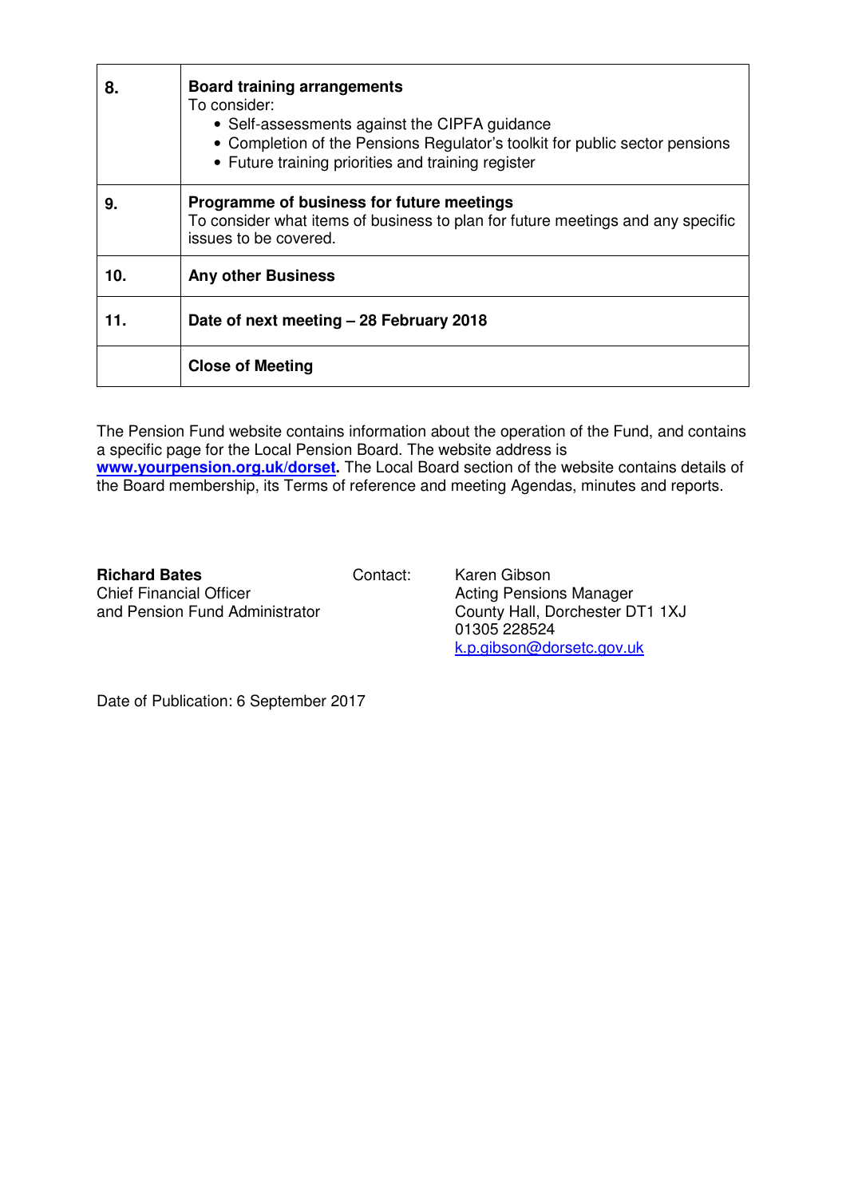| | |
|---|---|
| **8.** | **Board training arrangements**<br>To consider:<br>• Self-assessments against the CIPFA guidance<br>• Completion of the Pensions Regulator's toolkit for public sector pensions<br>• Future training priorities and training register |
| **9.** | **Programme of business for future meetings**<br>To consider what items of business to plan for future meetings and any specific issues to be covered. |
| **10.** | **Any other Business** |
| **11.** | **Date of next meeting – 28 February 2018** |
| | **Close of Meeting** |

The Pension Fund website contains information about the operation of the Fund, and contains a specific page for the Local Pension Board. The website address is **www.yourpension.org.uk/dorset.** The Local Board section of the website contains details of the Board membership, its Terms of reference and meeting Agendas, minutes and reports.

**Richard Bates**
Chief Financial Officer
and Pension Fund Administrator

Contact:

Karen Gibson
Acting Pensions Manager
County Hall, Dorchester DT1 1XJ
01305 228524
k.p.gibson@dorsetc.gov.uk

Date of Publication: 6 September 2017